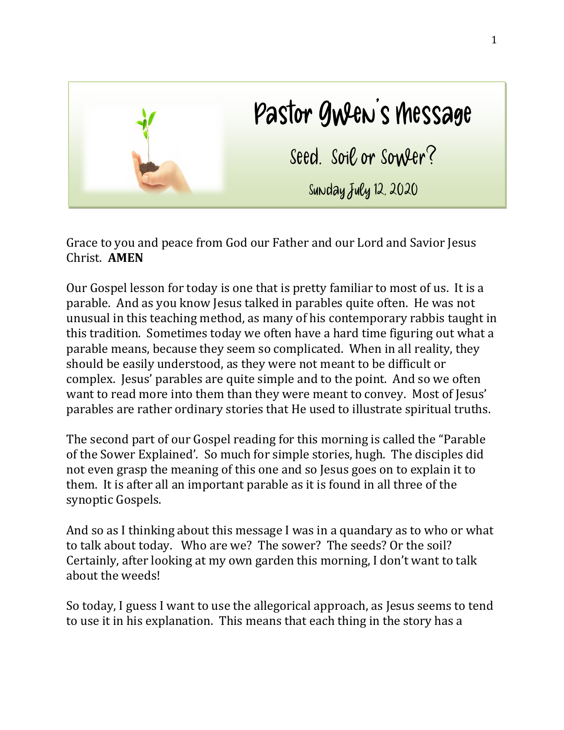# Pastor Gwen's Message

## Seed. Soil or Sower?

### Sunday July 12, 2020

Grace to you and peace from God our Father and our Lord and Savior Jesus Christ. **AMEN**

Our Gospel lesson for today is one that is pretty familiar to most of us. It is a parable. And as you know Jesus talked in parables quite often. He was not unusual in this teaching method, as many of his contemporary rabbis taught in this tradition. Sometimes today we often have a hard time figuring out what a parable means, because they seem so complicated. When in all reality, they should be easily understood, as they were not meant to be difficult or complex. Jesus' parables are quite simple and to the point. And so we often want to read more into them than they were meant to convey. Most of Jesus' parables are rather ordinary stories that He used to illustrate spiritual truths.

The second part of our Gospel reading for this morning is called the "Parable of the Sower Explained'. So much for simple stories, hugh. The disciples did not even grasp the meaning of this one and so Jesus goes on to explain it to them. It is after all an important parable as it is found in all three of the synoptic Gospels.

And so as I thinking about this message I was in a quandary as to who or what to talk about today. Who are we? The sower? The seeds? Or the soil? Certainly, after looking at my own garden this morning, I don't want to talk about the weeds!

So today, I guess I want to use the allegorical approach, as Jesus seems to tend to use it in his explanation. This means that each thing in the story has a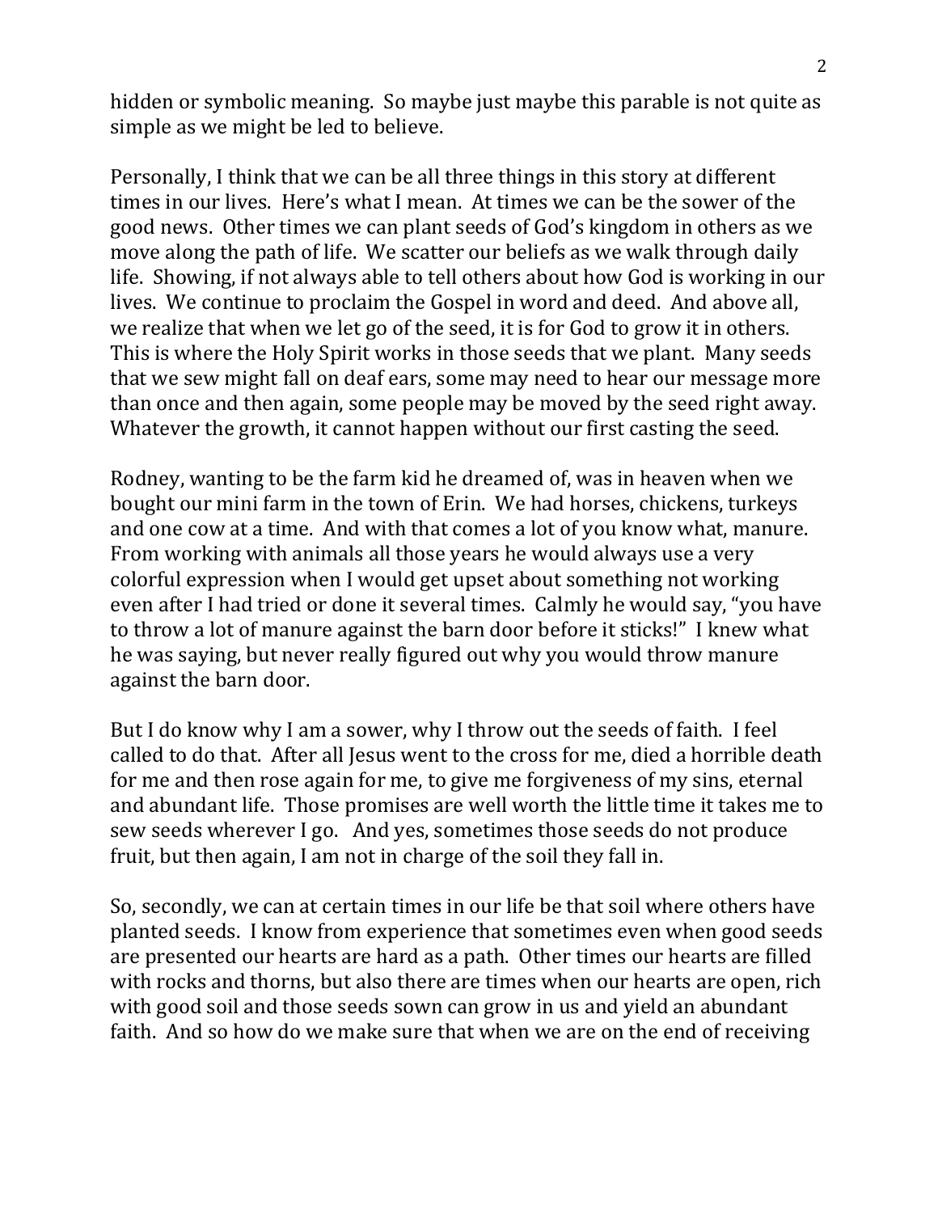hidden or symbolic meaning. So maybe just maybe this parable is not quite as simple as we might be led to believe.

Personally, I think that we can be all three things in this story at different times in our lives. Here's what I mean. At times we can be the sower of the good news. Other times we can plant seeds of God's kingdom in others as we move along the path of life. We scatter our beliefs as we walk through daily life. Showing, if not always able to tell others about how God is working in our lives. We continue to proclaim the Gospel in word and deed. And above all, we realize that when we let go of the seed, it is for God to grow it in others. This is where the Holy Spirit works in those seeds that we plant. Many seeds that we sew might fall on deaf ears, some may need to hear our message more than once and then again, some people may be moved by the seed right away. Whatever the growth, it cannot happen without our first casting the seed.

Rodney, wanting to be the farm kid he dreamed of, was in heaven when we bought our mini farm in the town of Erin. We had horses, chickens, turkeys and one cow at a time. And with that comes a lot of you know what, manure. From working with animals all those years he would always use a very colorful expression when I would get upset about something not working even after I had tried or done it several times. Calmly he would say, "you have to throw a lot of manure against the barn door before it sticks!" I knew what he was saying, but never really figured out why you would throw manure against the barn door.

But I do know why I am a sower, why I throw out the seeds of faith. I feel called to do that. After all Jesus went to the cross for me, died a horrible death for me and then rose again for me, to give me forgiveness of my sins, eternal and abundant life. Those promises are well worth the little time it takes me to sew seeds wherever I go. And yes, sometimes those seeds do not produce fruit, but then again, I am not in charge of the soil they fall in.

So, secondly, we can at certain times in our life be that soil where others have planted seeds. I know from experience that sometimes even when good seeds are presented our hearts are hard as a path. Other times our hearts are filled with rocks and thorns, but also there are times when our hearts are open, rich with good soil and those seeds sown can grow in us and yield an abundant faith. And so how do we make sure that when we are on the end of receiving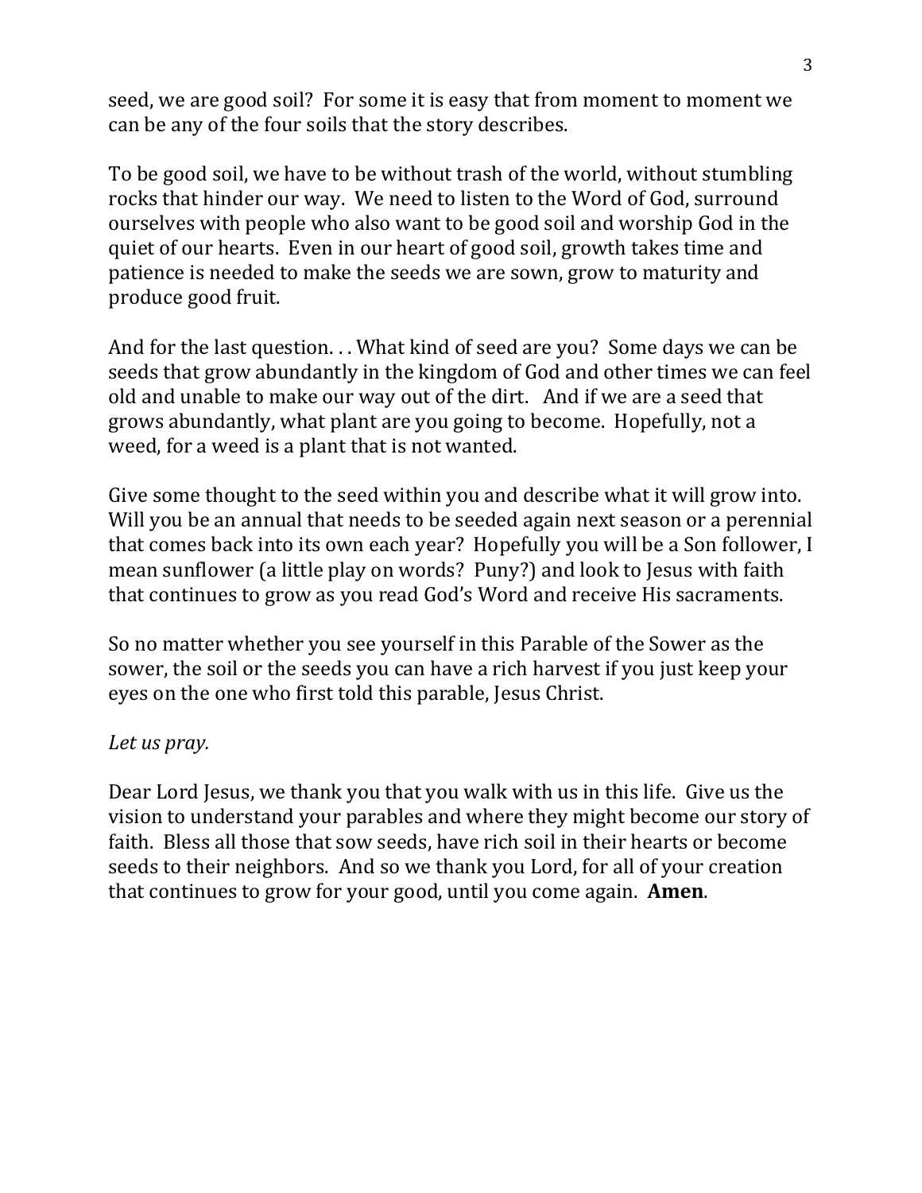seed, we are good soil? For some it is easy that from moment to moment we can be any of the four soils that the story describes.

To be good soil, we have to be without trash of the world, without stumbling rocks that hinder our way. We need to listen to the Word of God, surround ourselves with people who also want to be good soil and worship God in the quiet of our hearts. Even in our heart of good soil, growth takes time and patience is needed to make the seeds we are sown, grow to maturity and produce good fruit.

And for the last question. . . What kind of seed are you? Some days we can be seeds that grow abundantly in the kingdom of God and other times we can feel old and unable to make our way out of the dirt. And if we are a seed that grows abundantly, what plant are you going to become. Hopefully, not a weed, for a weed is a plant that is not wanted.

Give some thought to the seed within you and describe what it will grow into. Will you be an annual that needs to be seeded again next season or a perennial that comes back into its own each year? Hopefully you will be a Son follower, I mean sunflower (a little play on words? Puny?) and look to Jesus with faith that continues to grow as you read God's Word and receive His sacraments.

So no matter whether you see yourself in this Parable of the Sower as the sower, the soil or the seeds you can have a rich harvest if you just keep your eyes on the one who first told this parable, Jesus Christ.

*Let us pray.*

Dear Lord Jesus, we thank you that you walk with us in this life. Give us the vision to understand your parables and where they might become our story of faith. Bless all those that sow seeds, have rich soil in their hearts or become seeds to their neighbors. And so we thank you Lord, for all of your creation that continues to grow for your good, until you come again. **Amen**.